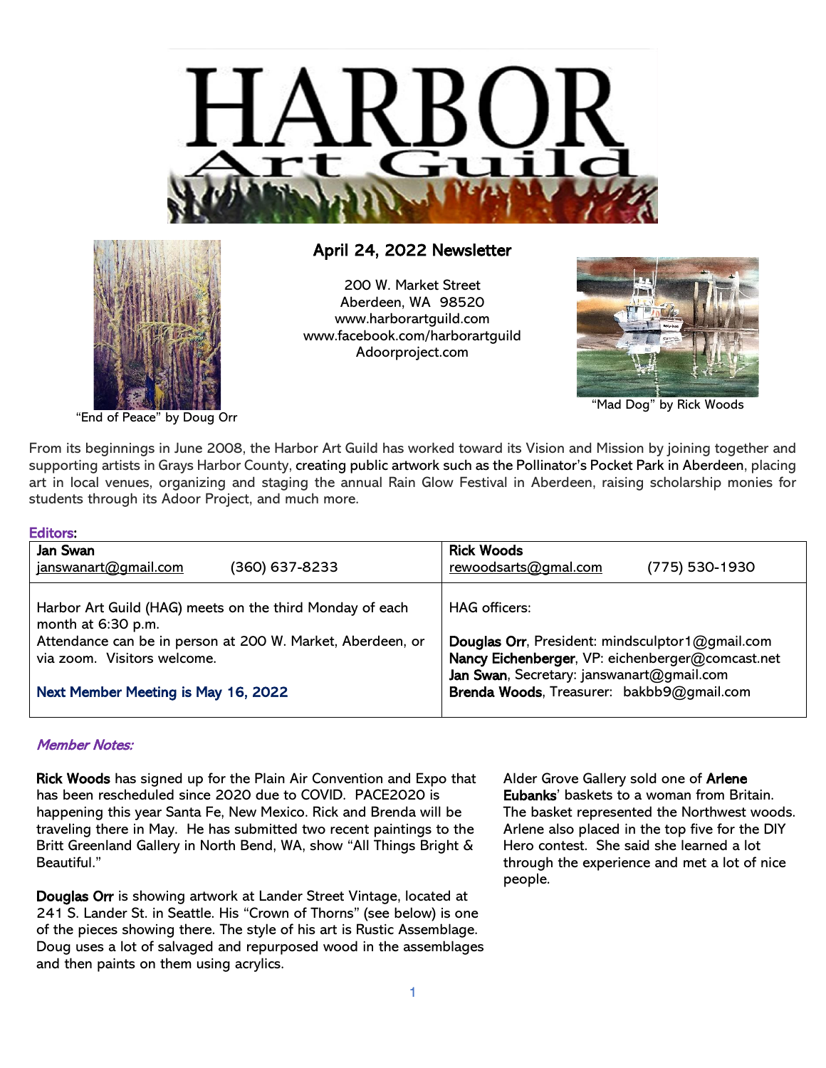# HARBOR Art Guild

## April 24, 2022 Newsletter

200 W. Market Street
Aberdeen, WA 98520
www.harborartguild.com
www.facebook.com/harborartguild
Adoorproject.com

"End of Peace" by Doug Orr

"Mad Dog" by Rick Woods

From its beginnings in June 2008, the Harbor Art Guild has worked toward its Vision and Mission by joining together and supporting artists in Grays Harbor County, creating public artwork such as the Pollinator's Pocket Park in Aberdeen, placing art in local venues, organizing and staging the annual Rain Glow Festival in Aberdeen, raising scholarship monies for students through its Adoor Project, and much more.

**Editors:**

| **Jan Swan**<br>janswanart@gmail.com (360) 637-8233 | **Rick Woods**<br>rewoodsarts@gmal.com (775) 530-1930 |
|---|---|
| Harbor Art Guild (HAG) meets on the third Monday of each month at 6:30 p.m.<br>Attendance can be in person at 200 W. Market, Aberdeen, or via zoom. Visitors welcome.<br><br>Next Member Meeting is May 16, 2022 | HAG officers:<br><br>**Douglas Orr**, President: mindsculptor1@gmail.com<br>**Nancy Eichenberger**, VP: eichenberger@comcast.net<br>**Jan Swan**, Secretary: janswanart@gmail.com<br>**Brenda Woods**, Treasurer: bakbb9@gmail.com |

*Member Notes:*

**Rick Woods** has signed up for the Plain Air Convention and Expo that has been rescheduled since 2020 due to COVID. PACE2020 is happening this year Santa Fe, New Mexico. Rick and Brenda will be traveling there in May. He has submitted two recent paintings to the Britt Greenland Gallery in North Bend, WA, show "All Things Bright & Beautiful."

**Douglas Orr** is showing artwork at Lander Street Vintage, located at 241 S. Lander St. in Seattle. His "Crown of Thorns" (see below) is one of the pieces showing there. The style of his art is Rustic Assemblage. Doug uses a lot of salvaged and repurposed wood in the assemblages and then paints on them using acrylics.

Alder Grove Gallery sold one of **Arlene Eubanks**' baskets to a woman from Britain. The basket represented the Northwest woods. Arlene also placed in the top five for the DIY Hero contest. She said she learned a lot through the experience and met a lot of nice people.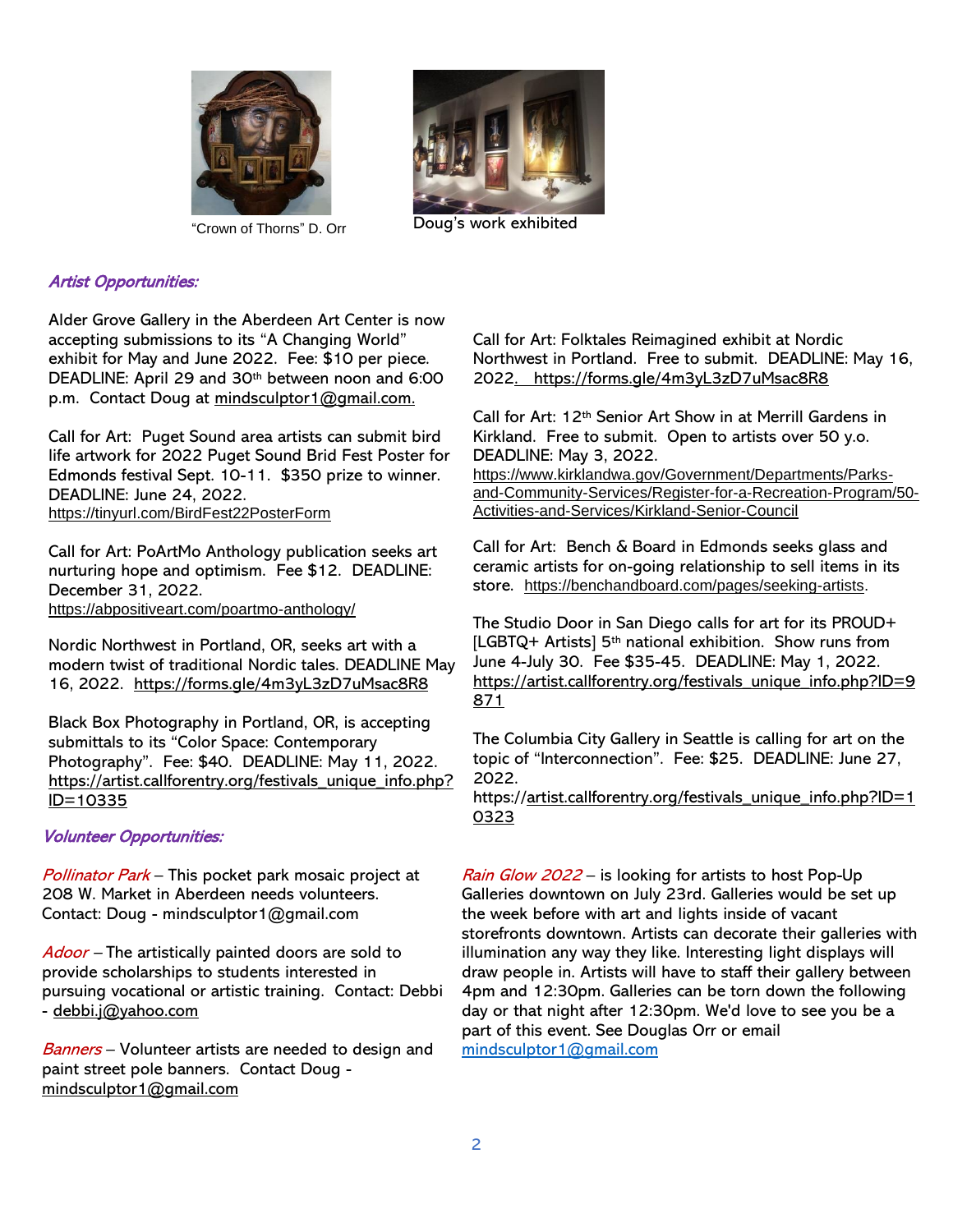"Crown of Thorns" D. Orr

Doug's work exhibited

## *Artist Opportunities:*

Alder Grove Gallery in the Aberdeen Art Center is now accepting submissions to its "A Changing World" exhibit for May and June 2022. Fee: $10 per piece. DEADLINE: April 29 and 30th between noon and 6:00 p.m. Contact Doug at mindsculptor1@gmail.com.

Call for Art: Puget Sound area artists can submit bird life artwork for 2022 Puget Sound Brid Fest Poster for Edmonds festival Sept. 10-11. $350 prize to winner. DEADLINE: June 24, 2022. https://tinyurl.com/BirdFest22PosterForm

Call for Art: PoArtMo Anthology publication seeks art nurturing hope and optimism. Fee $12. DEADLINE: December 31, 2022. https://abpositiveart.com/poartmo-anthology/

Nordic Northwest in Portland, OR, seeks art with a modern twist of traditional Nordic tales. DEADLINE May 16, 2022. https://forms.gle/4m3yL3zD7uMsac8R8

Black Box Photography in Portland, OR, is accepting submittals to its "Color Space: Contemporary Photography". Fee: $40. DEADLINE: May 11, 2022. https://artist.callforentry.org/festivals_unique_info.php?ID=10335

Call for Art: Folktales Reimagined exhibit at Nordic Northwest in Portland. Free to submit. DEADLINE: May 16, 2022. https://forms.gle/4m3yL3zD7uMsac8R8

Call for Art: 12th Senior Art Show in at Merrill Gardens in Kirkland. Free to submit. Open to artists over 50 y.o. DEADLINE: May 3, 2022. https://www.kirklandwa.gov/Government/Departments/Parks-and-Community-Services/Register-for-a-Recreation-Program/50-Activities-and-Services/Kirkland-Senior-Council

Call for Art: Bench & Board in Edmonds seeks glass and ceramic artists for on-going relationship to sell items in its store. https://benchandboard.com/pages/seeking-artists.

The Studio Door in San Diego calls for art for its PROUD+ [LGBTQ+ Artists] 5th national exhibition. Show runs from June 4-July 30. Fee $35-45. DEADLINE: May 1, 2022. https://artist.callforentry.org/festivals_unique_info.php?ID=9871

The Columbia City Gallery in Seattle is calling for art on the topic of "Interconnection". Fee: $25. DEADLINE: June 27, 2022. https://artist.callforentry.org/festivals_unique_info.php?ID=10323

## *Volunteer Opportunities:*

*Pollinator Park* – This pocket park mosaic project at 208 W. Market in Aberdeen needs volunteers. Contact: Doug - mindsculptor1@gmail.com

*Adoor* – The artistically painted doors are sold to provide scholarships to students interested in pursuing vocational or artistic training. Contact: Debbi - debbi.j@yahoo.com

*Banners* – Volunteer artists are needed to design and paint street pole banners. Contact Doug - mindsculptor1@gmail.com

*Rain Glow 2022* – is looking for artists to host Pop-Up Galleries downtown on July 23rd. Galleries would be set up the week before with art and lights inside of vacant storefronts downtown. Artists can decorate their galleries with illumination any way they like. Interesting light displays will draw people in. Artists will have to staff their gallery between 4pm and 12:30pm. Galleries can be torn down the following day or that night after 12:30pm. We'd love to see you be a part of this event. See Douglas Orr or email mindsculptor1@gmail.com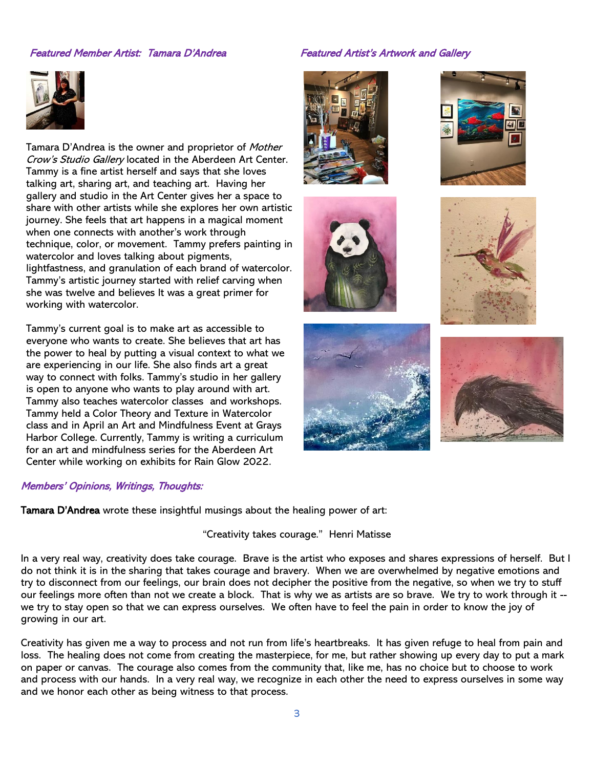### *Featured Member Artist: Tamara D'Andrea*

Tamara D'Andrea is the owner and proprietor of *Mother Crow's Studio Gallery* located in the Aberdeen Art Center. Tammy is a fine artist herself and says that she loves talking art, sharing art, and teaching art. Having her gallery and studio in the Art Center gives her a space to share with other artists while she explores her own artistic journey. She feels that art happens in a magical moment when one connects with another's work through technique, color, or movement. Tammy prefers painting in watercolor and loves talking about pigments, lightfastness, and granulation of each brand of watercolor. Tammy's artistic journey started with relief carving when she was twelve and believes It was a great primer for working with watercolor.

Tammy's current goal is to make art as accessible to everyone who wants to create. She believes that art has the power to heal by putting a visual context to what we are experiencing in our life. She also finds art a great way to connect with folks. Tammy's studio in her gallery is open to anyone who wants to play around with art. Tammy also teaches watercolor classes and workshops. Tammy held a Color Theory and Texture in Watercolor class and in April an Art and Mindfulness Event at Grays Harbor College. Currently, Tammy is writing a curriculum for an art and mindfulness series for the Aberdeen Art Center while working on exhibits for Rain Glow 2022.

### *Featured Artist's Artwork and Gallery*

### *Members' Opinions, Writings, Thoughts:*

**Tamara D'Andrea** wrote these insightful musings about the healing power of art:

"Creativity takes courage." Henri Matisse

In a very real way, creativity does take courage. Brave is the artist who exposes and shares expressions of herself. But I do not think it is in the sharing that takes courage and bravery. When we are overwhelmed by negative emotions and try to disconnect from our feelings, our brain does not decipher the positive from the negative, so when we try to stuff our feelings more often than not we create a block. That is why we as artists are so brave. We try to work through it -- we try to stay open so that we can express ourselves. We often have to feel the pain in order to know the joy of growing in our art.

Creativity has given me a way to process and not run from life's heartbreaks. It has given refuge to heal from pain and loss. The healing does not come from creating the masterpiece, for me, but rather showing up every day to put a mark on paper or canvas. The courage also comes from the community that, like me, has no choice but to choose to work and process with our hands. In a very real way, we recognize in each other the need to express ourselves in some way and we honor each other as being witness to that process.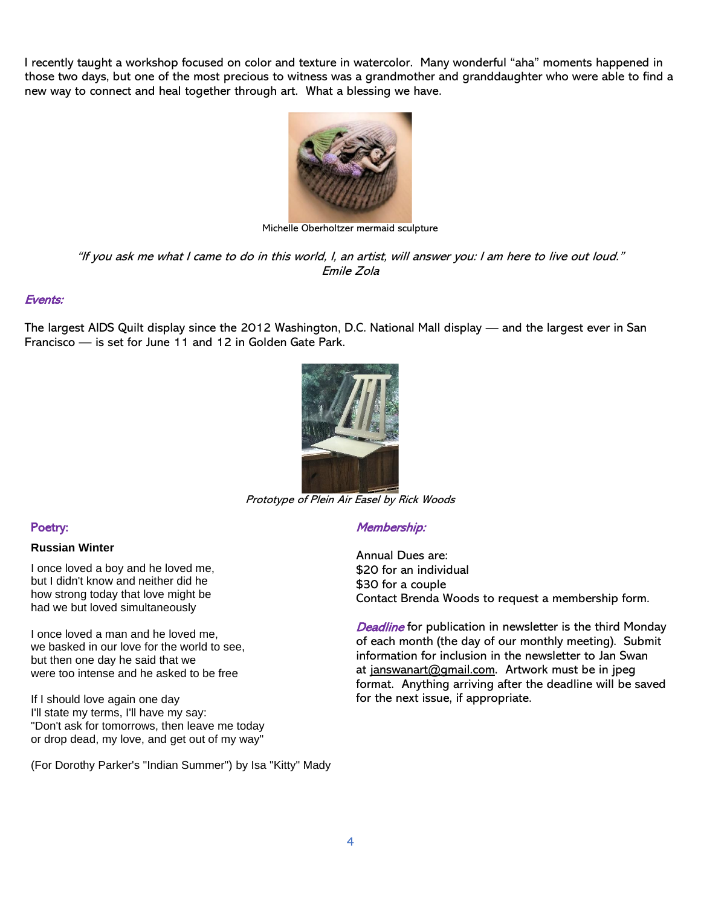I recently taught a workshop focused on color and texture in watercolor. Many wonderful "aha" moments happened in those two days, but one of the most precious to witness was a grandmother and granddaughter who were able to find a new way to connect and heal together through art. What a blessing we have.

Michelle Oberholtzer mermaid sculpture

*"If you ask me what I came to do in this world, I, an artist, will answer you: I am here to live out loud."*
*Emile Zola*

## *Events:*

The largest AIDS Quilt display since the 2012 Washington, D.C. National Mall display — and the largest ever in San Francisco — is set for June 11 and 12 in Golden Gate Park.

*Prototype of Plein Air Easel by Rick Woods*

## Poetry:

**Russian Winter**

I once loved a boy and he loved me,
but I didn't know and neither did he
how strong today that love might be
had we but loved simultaneously

I once loved a man and he loved me,
we basked in our love for the world to see,
but then one day he said that we
were too intense and he asked to be free

If I should love again one day
I'll state my terms, I'll have my say:
"Don't ask for tomorrows, then leave me today
or drop dead, my love, and get out of my way"

(For Dorothy Parker's "Indian Summer") by Isa "Kitty" Mady

## *Membership:*

Annual Dues are:
$20 for an individual
$30 for a couple
Contact Brenda Woods to request a membership form.

*Deadline* for publication in newsletter is the third Monday of each month (the day of our monthly meeting). Submit information for inclusion in the newsletter to Jan Swan at janswanart@gmail.com. Artwork must be in jpeg format. Anything arriving after the deadline will be saved for the next issue, if appropriate.